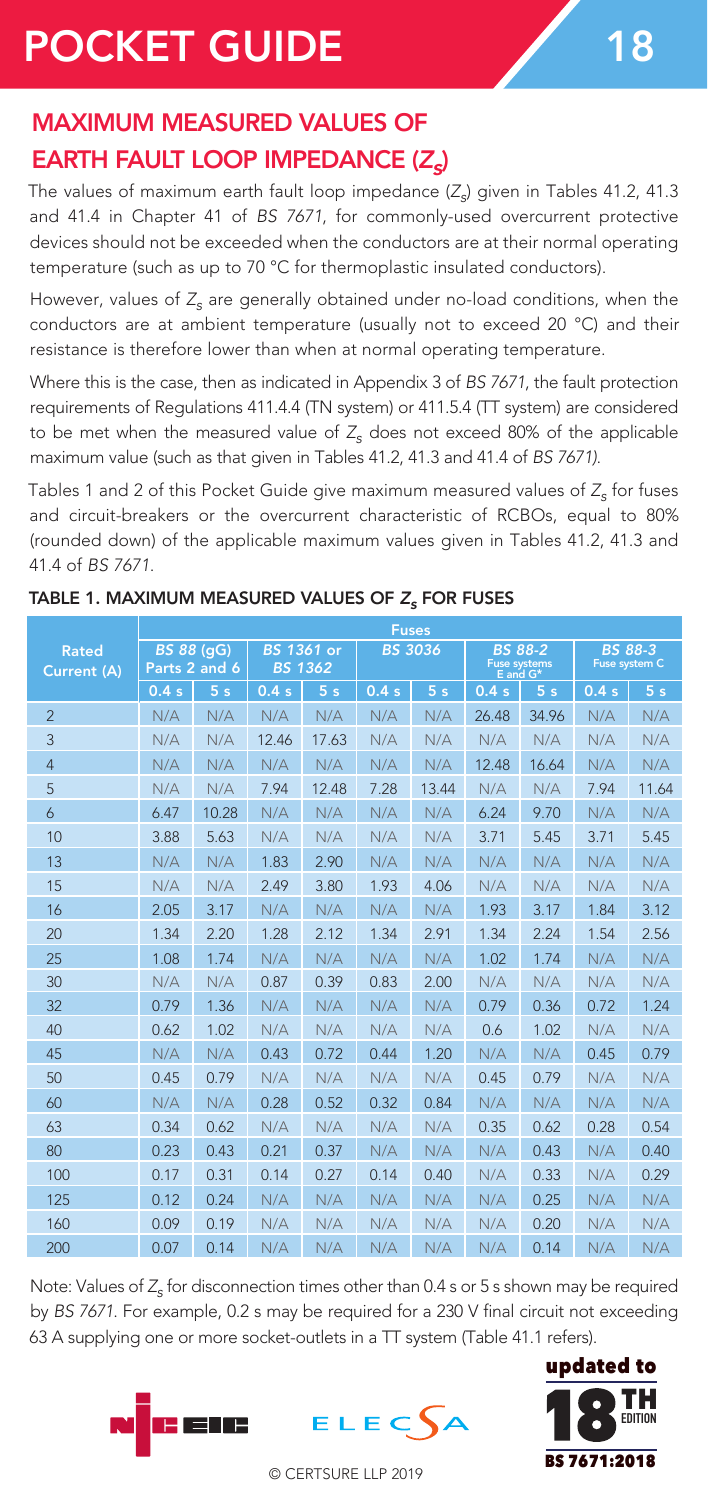# POCKET GUIDE 18

## MAXIMUM MEASURED VALUES OF EARTH FAULT LOOP IMPEDANCE ($Z_s$)

The values of maximum earth fault loop impedance ($Z_s$) given in Tables 41.2, 41.3 and 41.4 in Chapter 41 of *BS 7671*, for commonly-used overcurrent protective devices should not be exceeded when the conductors are at their normal operating temperature (such as up to 70 °C for thermoplastic insulated conductors).

However, values of $Z_s$ are generally obtained under no-load conditions, when the conductors are at ambient temperature (usually not to exceed 20 °C) and their resistance is therefore lower than when at normal operating temperature.

Where this is the case, then as indicated in Appendix 3 of *BS 7671*, the fault protection requirements of Regulations 411.4.4 (TN system) or 411.5.4 (TT system) are considered to be met when the measured value of $Z_s$ does not exceed 80% of the applicable maximum value (such as that given in Tables 41.2, 41.3 and 41.4 of *BS 7671*).

Tables 1 and 2 of this Pocket Guide give maximum measured values of $Z_s$ for fuses and circuit-breakers or the overcurrent characteristic of RCBOs, equal to 80% (rounded down) of the applicable maximum values given in Tables 41.2, 41.3 and 41.4 of *BS 7671*.

### TABLE 1. MAXIMUM MEASURED VALUES OF $Z_s$ FOR FUSES

| Rated Current (A) | Fuses | | | | | | | | | |
|---|---|---|---|---|---|---|---|---|---|---|
| | *BS 88* (gG) Parts 2 and 6 | | *BS 1361* or *BS 1362* | | *BS 3036* | | *BS 88-2* Fuse systems E and G* | | *BS 88-3* Fuse system C | |
| | 0.4 s | 5 s | 0.4 s | 5 s | 0.4 s | 5 s | 0.4 s | 5 s | 0.4 s | 5 s |
| 2 | N/A | N/A | N/A | N/A | N/A | N/A | 26.48 | 34.96 | N/A | N/A |
| 3 | N/A | N/A | 12.46 | 17.63 | N/A | N/A | N/A | N/A | N/A | N/A |
| 4 | N/A | N/A | N/A | N/A | N/A | N/A | 12.48 | 16.64 | N/A | N/A |
| 5 | N/A | N/A | 7.94 | 12.48 | 7.28 | 13.44 | N/A | N/A | 7.94 | 11.64 |
| 6 | 6.47 | 10.28 | N/A | N/A | N/A | N/A | 6.24 | 9.70 | N/A | N/A |
| 10 | 3.88 | 5.63 | N/A | N/A | N/A | N/A | 3.71 | 5.45 | 3.71 | 5.45 |
| 13 | N/A | N/A | 1.83 | 2.90 | N/A | N/A | N/A | N/A | N/A | N/A |
| 15 | N/A | N/A | 2.49 | 3.80 | 1.93 | 4.06 | N/A | N/A | N/A | N/A |
| 16 | 2.05 | 3.17 | N/A | N/A | N/A | N/A | 1.93 | 3.17 | 1.84 | 3.12 |
| 20 | 1.34 | 2.20 | 1.28 | 2.12 | 1.34 | 2.91 | 1.34 | 2.24 | 1.54 | 2.56 |
| 25 | 1.08 | 1.74 | N/A | N/A | N/A | N/A | 1.02 | 1.74 | N/A | N/A |
| 30 | N/A | N/A | 0.87 | 0.39 | 0.83 | 2.00 | N/A | N/A | N/A | N/A |
| 32 | 0.79 | 1.36 | N/A | N/A | N/A | N/A | 0.79 | 0.36 | 0.72 | 1.24 |
| 40 | 0.62 | 1.02 | N/A | N/A | N/A | N/A | 0.6 | 1.02 | N/A | N/A |
| 45 | N/A | N/A | 0.43 | 0.72 | 0.44 | 1.20 | N/A | N/A | 0.45 | 0.79 |
| 50 | 0.45 | 0.79 | N/A | N/A | N/A | N/A | 0.45 | 0.79 | N/A | N/A |
| 60 | N/A | N/A | 0.28 | 0.52 | 0.32 | 0.84 | N/A | N/A | N/A | N/A |
| 63 | 0.34 | 0.62 | N/A | N/A | N/A | N/A | 0.35 | 0.62 | 0.28 | 0.54 |
| 80 | 0.23 | 0.43 | 0.21 | 0.37 | N/A | N/A | N/A | 0.43 | N/A | 0.40 |
| 100 | 0.17 | 0.31 | 0.14 | 0.27 | 0.14 | 0.40 | N/A | 0.33 | N/A | 0.29 |
| 125 | 0.12 | 0.24 | N/A | N/A | N/A | N/A | N/A | 0.25 | N/A | N/A |
| 160 | 0.09 | 0.19 | N/A | N/A | N/A | N/A | N/A | 0.20 | N/A | N/A |
| 200 | 0.07 | 0.14 | N/A | N/A | N/A | N/A | N/A | 0.14 | N/A | N/A |

Note: Values of $Z_s$ for disconnection times other than 0.4 s or 5 s shown may be required by *BS 7671*. For example, 0.2 s may be required for a 230 V final circuit not exceeding 63 A supplying one or more socket-outlets in a TT system (Table 41.1 refers).

updated to 18TH EDITION BS 7671:2018

© CERTSURE LLP 2019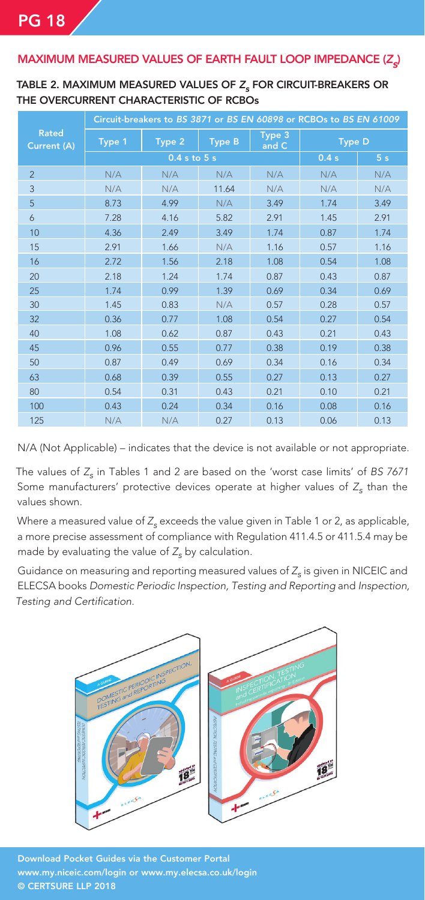## MAXIMUM MEASURED VALUES OF EARTH FAULT LOOP IMPEDANCE ($Z_s$)

### TABLE 2. MAXIMUM MEASURED VALUES OF $Z_s$ FOR CIRCUIT-BREAKERS OR THE OVERCURRENT CHARACTERISTIC OF RCBOs

| Rated Current (A) | Circuit-breakers to *BS 3871* or *BS EN 60898* or RCBOs to *BS EN 61009* | | | | | |
|---|---|---|---|---|---|---|
| | Type 1 | Type 2 | Type B | Type 3 and C | Type D | |
| | 0.4 s to 5 s | | | | 0.4 s | 5 s |
| 2 | N/A | N/A | N/A | N/A | N/A | N/A |
| 3 | N/A | N/A | 11.64 | N/A | N/A | N/A |
| 5 | 8.73 | 4.99 | N/A | 3.49 | 1.74 | 3.49 |
| 6 | 7.28 | 4.16 | 5.82 | 2.91 | 1.45 | 2.91 |
| 10 | 4.36 | 2.49 | 3.49 | 1.74 | 0.87 | 1.74 |
| 15 | 2.91 | 1.66 | N/A | 1.16 | 0.57 | 1.16 |
| 16 | 2.72 | 1.56 | 2.18 | 1.08 | 0.54 | 1.08 |
| 20 | 2.18 | 1.24 | 1.74 | 0.87 | 0.43 | 0.87 |
| 25 | 1.74 | 0.99 | 1.39 | 0.69 | 0.34 | 0.69 |
| 30 | 1.45 | 0.83 | N/A | 0.57 | 0.28 | 0.57 |
| 32 | 0.36 | 0.77 | 1.08 | 0.54 | 0.27 | 0.54 |
| 40 | 1.08 | 0.62 | 0.87 | 0.43 | 0.21 | 0.43 |
| 45 | 0.96 | 0.55 | 0.77 | 0.38 | 0.19 | 0.38 |
| 50 | 0.87 | 0.49 | 0.69 | 0.34 | 0.16 | 0.34 |
| 63 | 0.68 | 0.39 | 0.55 | 0.27 | 0.13 | 0.27 |
| 80 | 0.54 | 0.31 | 0.43 | 0.21 | 0.10 | 0.21 |
| 100 | 0.43 | 0.24 | 0.34 | 0.16 | 0.08 | 0.16 |
| 125 | N/A | N/A | 0.27 | 0.13 | 0.06 | 0.13 |

N/A (Not Applicable) – indicates that the device is not available or not appropriate.

The values of $Z_s$ in Tables 1 and 2 are based on the 'worst case limits' of *BS 7671* Some manufacturers' protective devices operate at higher values of $Z_s$ than the values shown.

Where a measured value of $Z_s$ exceeds the value given in Table 1 or 2, as applicable, a more precise assessment of compliance with Regulation 411.4.5 or 411.5.4 may be made by evaluating the value of $Z_s$ by calculation.

Guidance on measuring and reporting measured values of $Z_s$ is given in NICEIC and ELECSA books *Domestic Periodic Inspection, Testing and Reporting* and *Inspection, Testing and Certification.*

**Download Pocket Guides via the Customer Portal**
**www.my.niceic.com/login or www.my.elecsa.co.uk/login**
**© CERTSURE LLP 2018**